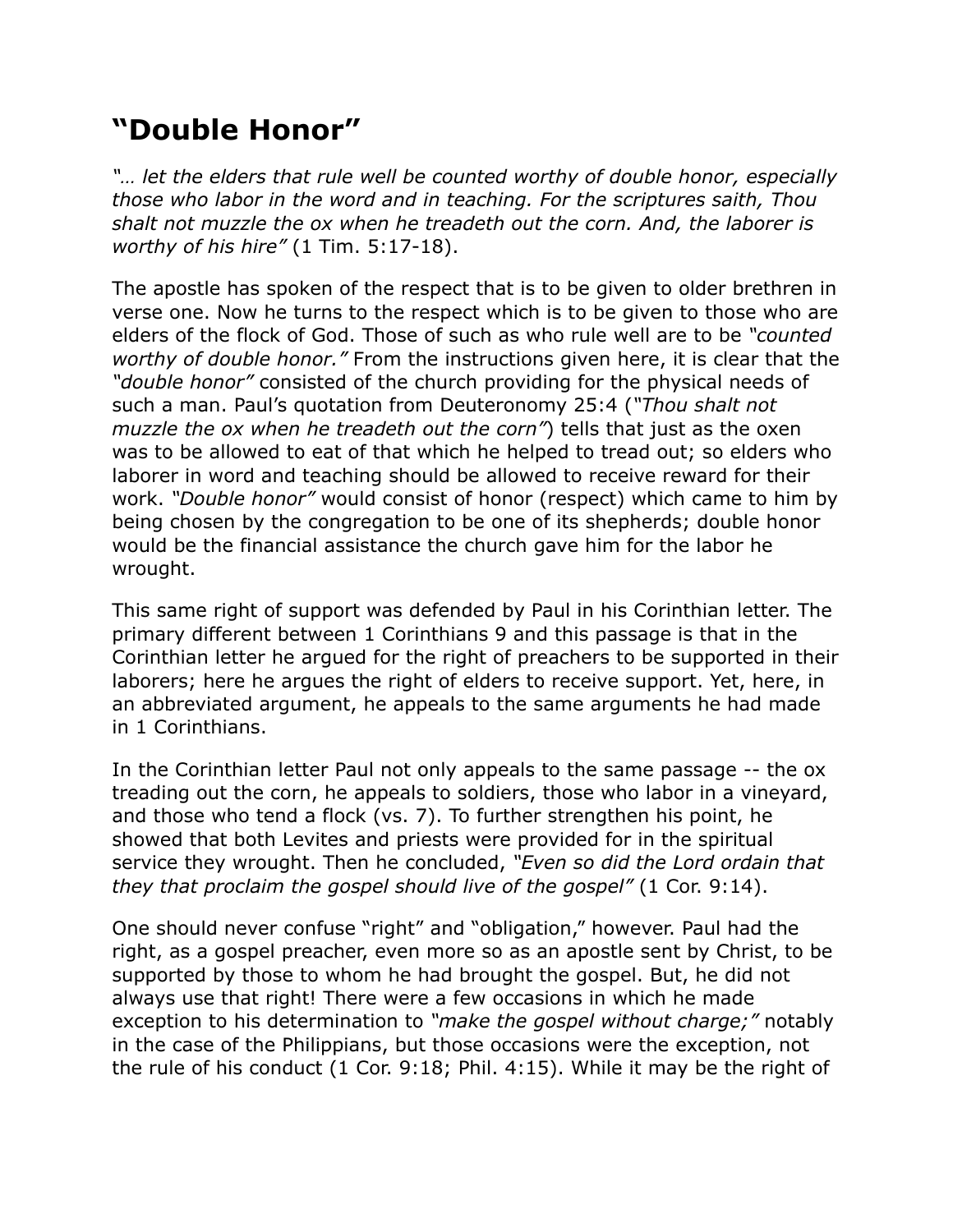# "Double Honor"

*"… let the elders that rule well be counted worthy of double honor, especially those who labor in the word and in teaching. For the scriptures saith, Thou shalt not muzzle the ox when he treadeth out the corn. And, the laborer is worthy of his hire"* (1 Tim. 5:17-18).

The apostle has spoken of the respect that is to be given to older brethren in verse one. Now he turns to the respect which is to be given to those who are elders of the flock of God. Those of such as who rule well are to be *"counted worthy of double honor."* From the instructions given here, it is clear that the *"double honor"* consisted of the church providing for the physical needs of such a man. Paul's quotation from Deuteronomy 25:4 (*"Thou shalt not muzzle the ox when he treadeth out the corn"*) tells that just as the oxen was to be allowed to eat of that which he helped to tread out; so elders who laborer in word and teaching should be allowed to receive reward for their work. *"Double honor"* would consist of honor (respect) which came to him by being chosen by the congregation to be one of its shepherds; double honor would be the financial assistance the church gave him for the labor he wrought.

This same right of support was defended by Paul in his Corinthian letter. The primary different between 1 Corinthians 9 and this passage is that in the Corinthian letter he argued for the right of preachers to be supported in their laborers; here he argues the right of elders to receive support. Yet, here, in an abbreviated argument, he appeals to the same arguments he had made in 1 Corinthians.

In the Corinthian letter Paul not only appeals to the same passage -- the ox treading out the corn, he appeals to soldiers, those who labor in a vineyard, and those who tend a flock (vs. 7). To further strengthen his point, he showed that both Levites and priests were provided for in the spiritual service they wrought. Then he concluded, *"Even so did the Lord ordain that they that proclaim the gospel should live of the gospel"* (1 Cor. 9:14).

One should never confuse "right" and "obligation," however. Paul had the right, as a gospel preacher, even more so as an apostle sent by Christ, to be supported by those to whom he had brought the gospel. But, he did not always use that right! There were a few occasions in which he made exception to his determination to *"make the gospel without charge;"* notably in the case of the Philippians, but those occasions were the exception, not the rule of his conduct (1 Cor. 9:18; Phil. 4:15). While it may be the right of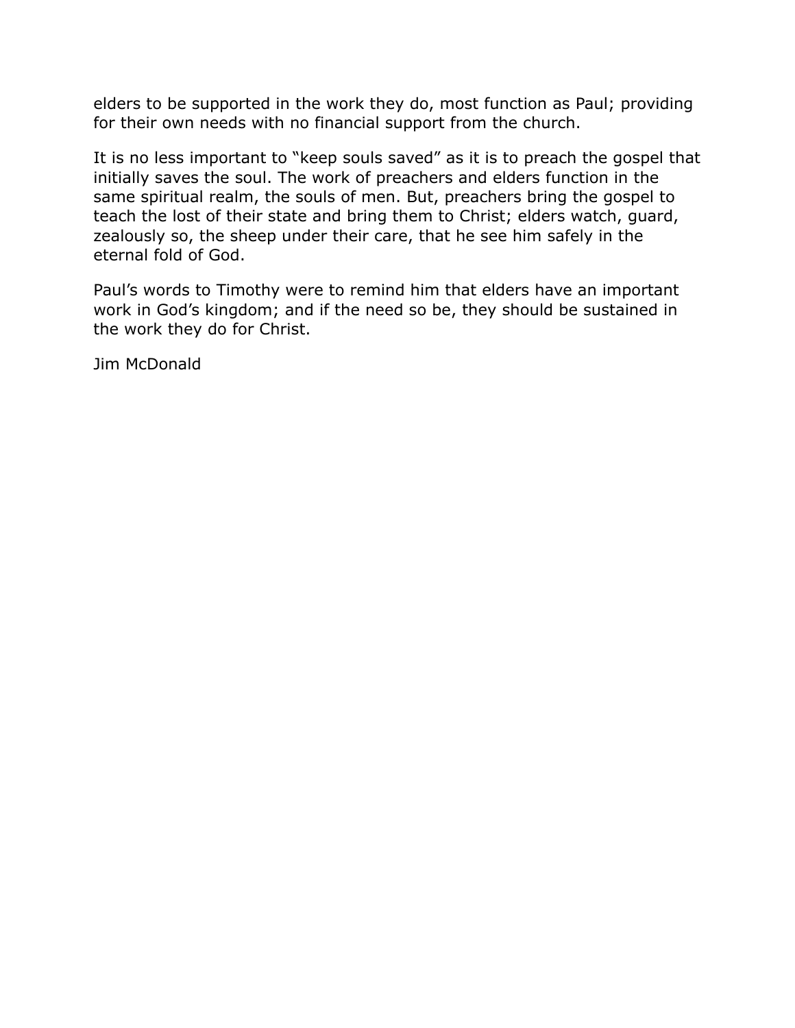elders to be supported in the work they do, most function as Paul; providing for their own needs with no financial support from the church.

It is no less important to "keep souls saved" as it is to preach the gospel that initially saves the soul. The work of preachers and elders function in the same spiritual realm, the souls of men. But, preachers bring the gospel to teach the lost of their state and bring them to Christ; elders watch, guard, zealously so, the sheep under their care, that he see him safely in the eternal fold of God.

Paul's words to Timothy were to remind him that elders have an important work in God's kingdom; and if the need so be, they should be sustained in the work they do for Christ.

Jim McDonald